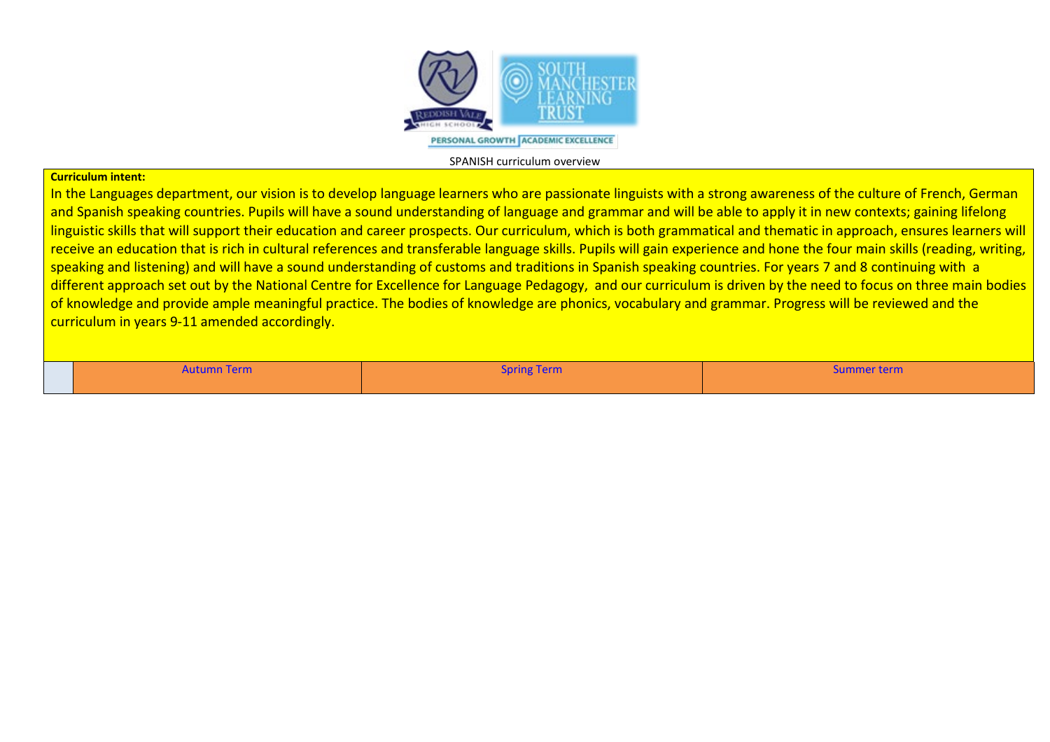SPANISH curriculum overview

**Curriculum intent:**

In the Languages department, our vision is to develop language learners who are passionate linguists with a strong awareness of the culture of French, German and Spanish speaking countries. Pupils will have a sound understanding of language and grammar and will be able to apply it in new contexts; gaining lifelong linguistic skills that will support their education and career prospects. Our curriculum, which is both grammatical and thematic in approach, ensures learners will receive an education that is rich in cultural references and transferable language skills. Pupils will gain experience and hone the four main skills (reading, writing, speaking and listening) and will have a sound understanding of customs and traditions in Spanish speaking countries. For years 7 and 8 continuing with a different approach set out by the National Centre for Excellence for Language Pedagogy, and our curriculum is driven by the need to focus on three main bodies of knowledge and provide ample meaningful practice. The bodies of knowledge are phonics, vocabulary and grammar. Progress will be reviewed and the curriculum in years 9-11 amended accordingly.

| | Autumn Term | Spring Term | Summer term |
|---|---|---|---|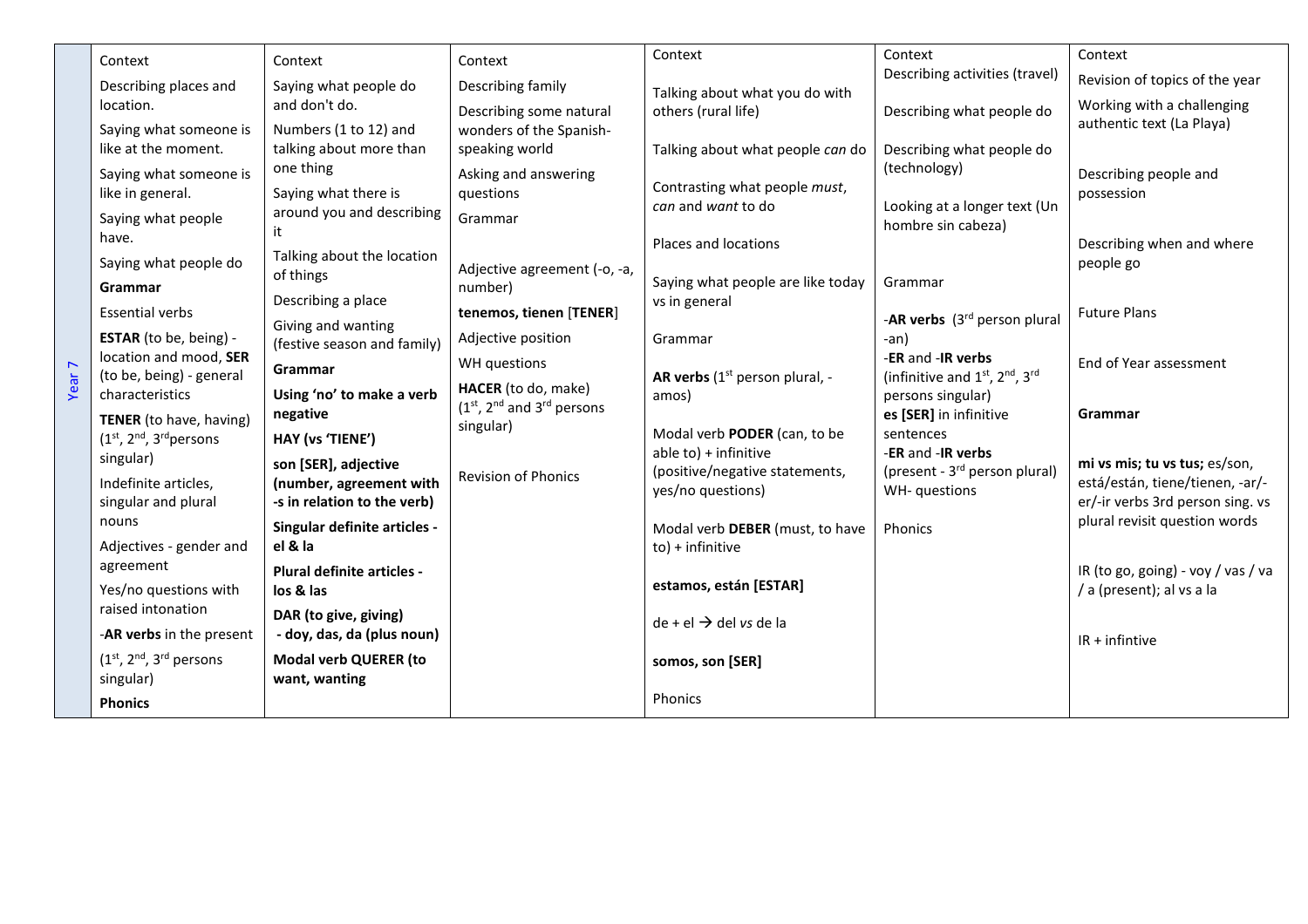| Year 7 | Context | Context | Context | Context | Context | Context |
|---|---|---|---|---|---|---|
| | Describing places and location.<br>Saying what someone is like at the moment.<br>Saying what someone is like in general.<br>Saying what people have.<br>Saying what people do<br>**Grammar**<br>Essential verbs<br>**ESTAR** (to be, being) - location and mood, **SER** (to be, being) - general characteristics<br>**TENER** (to have, having) (1st, 2nd, 3rd persons singular)<br>Indefinite articles, singular and plural nouns<br>Adjectives - gender and agreement<br>Yes/no questions with raised intonation<br>-**AR verbs** in the present (1st, 2nd, 3rd persons singular)<br>**Phonics** | Saying what people do and don't do.<br>Numbers (1 to 12) and talking about more than one thing<br>Saying what there is around you and describing it<br>Talking about the location of things<br>Describing a place<br>Giving and wanting (festive season and family)<br>**Grammar**<br>**Using 'no' to make a verb negative**<br>**HAY (vs 'TIENE')**<br>**son [SER], adjective (number, agreement with -s in relation to the verb)**<br>**Singular definite articles - el & la**<br>**Plural definite articles - los & las**<br>**DAR (to give, giving) - doy, das, da (plus noun)**<br>**Modal verb QUERER (to want, wanting** | Describing family<br>Describing some natural wonders of the Spanish-speaking world<br>Asking and answering questions<br>Grammar<br>Adjective agreement (-o, -a, number)<br>**tenemos, tienen** [**TENER**]<br>Adjective position<br>WH questions<br>**HACER** (to do, make) (1st, 2nd and 3rd persons singular)<br>Revision of Phonics | Talking about what you do with others (rural life)<br>Talking about what people *can* do<br>Contrasting what people *must*, *can* and *want* to do<br>Places and locations<br>Saying what people are like today vs in general<br>Grammar<br>**AR verbs** (1st person plural, -amos)<br>Modal verb **PODER** (can, to be able to) + infinitive (positive/negative statements, yes/no questions)<br>Modal verb **DEBER** (must, to have to) + infinitive<br>**estamos, están [ESTAR]**<br>de + el → del *vs* de la<br>**somos, son [SER]**<br>Phonics | Describing activities (travel)<br>Describing what people do<br>Describing what people do (technology)<br>Looking at a longer text (Un hombre sin cabeza)<br>Grammar<br>-**AR verbs** (3rd person plural -an)<br>-**ER** and -**IR verbs** (infinitive and 1st, 2nd, 3rd persons singular)<br>**es [SER]** in infinitive sentences<br>-**ER** and -**IR verbs** (present - 3rd person plural)<br>WH- questions<br>Phonics | Revision of topics of the year<br>Working with a challenging authentic text (La Playa)<br>Describing people and possession<br>Describing when and where people go<br>Future Plans<br>End of Year assessment<br>**Grammar**<br>**mi vs mis; tu vs tus;** es/son, está/están, tiene/tienen, -ar/-er/-ir verbs 3rd person sing. vs plural revisit question words<br>IR (to go, going) - voy / vas / va / a (present); al vs a la<br>IR + infintive |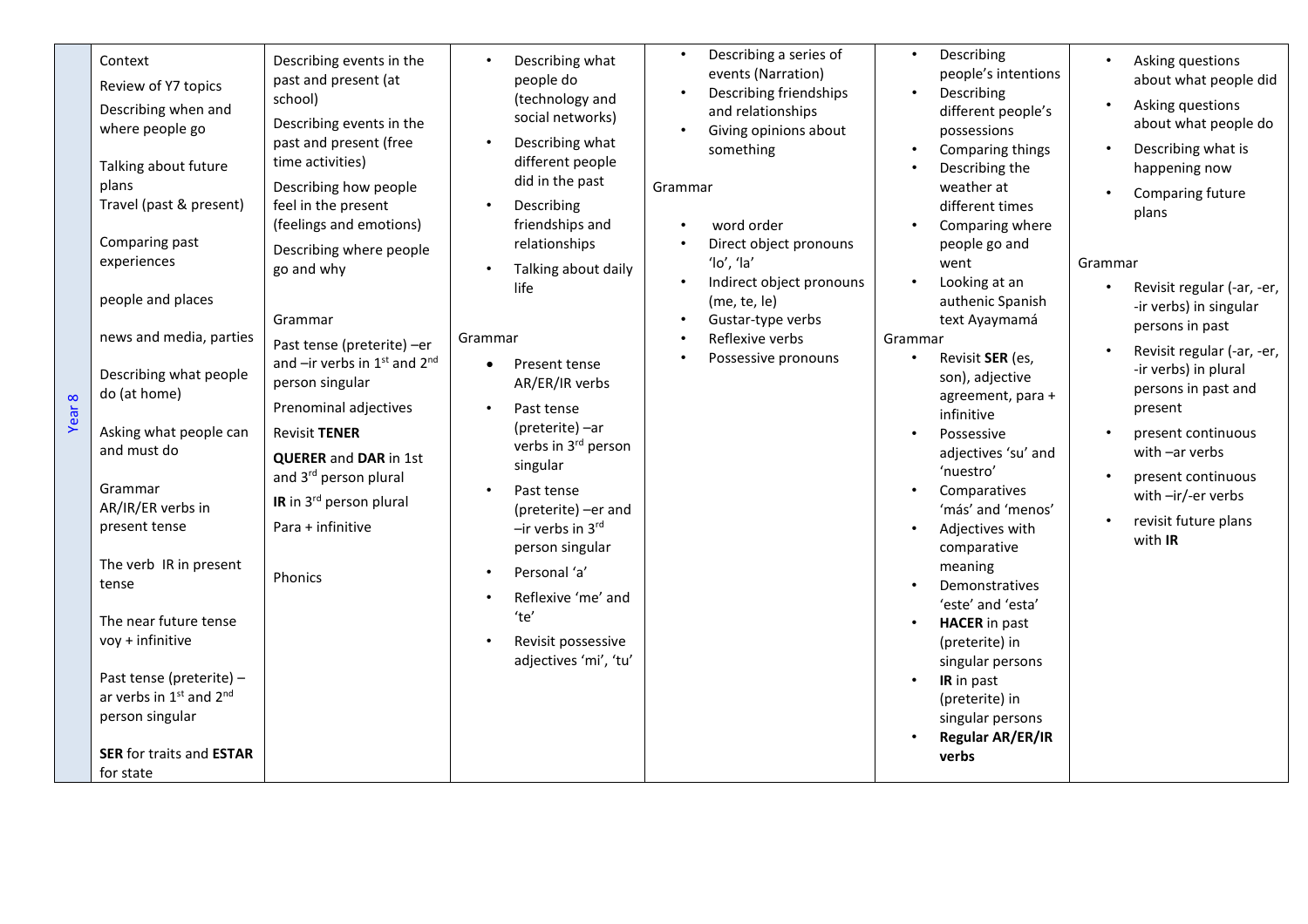| Year 8 | Context<br>Review of Y7 topics<br>Describing when and where people go<br><br>Talking about future plans<br>Travel (past & present)<br><br>Comparing past experiences<br><br>people and places<br><br>news and media, parties<br><br>Describing what people do (at home)<br><br>Asking what people can and must do<br><br>Grammar<br>AR/IR/ER verbs in present tense<br><br>The verb IR in present tense<br><br>The near future tense voy + infinitive<br><br>Past tense (preterite) –ar verbs in 1st and 2nd person singular<br><br>**SER** for traits and **ESTAR** for state | Describing events in the past and present (at school)<br>Describing events in the past and present (free time activities)<br>Describing how people feel in the present (feelings and emotions)<br>Describing where people go and why<br><br>Grammar<br>Past tense (preterite) –er and –ir verbs in 1st and 2nd person singular<br>Prenominal adjectives<br>Revisit **TENER**<br>**QUERER** and **DAR** in 1st and 3rd person plural<br>**IR** in 3rd person plural<br>Para + infinitive<br><br>Phonics | • Describing what people do (technology and social networks)<br>• Describing what different people did in the past<br>• Describing friendships and relationships<br>• Talking about daily life<br><br>Grammar<br>• Present tense AR/ER/IR verbs<br>• Past tense (preterite) –ar verbs in 3rd person singular<br>• Past tense (preterite) –er and –ir verbs in 3rd person singular<br>• Personal 'a'<br>• Reflexive 'me' and 'te'<br>• Revisit possessive adjectives 'mi', 'tu' | • Describing a series of events (Narration)<br>• Describing friendships and relationships<br>• Giving opinions about something<br><br>Grammar<br>• word order<br>• Direct object pronouns 'lo', 'la'<br>• Indirect object pronouns (me, te, le)<br>• Gustar-type verbs<br>• Reflexive verbs<br>• Possessive pronouns | • Describing people's intentions<br>• Describing different people's possessions<br>• Comparing things<br>• Describing the weather at different times<br>• Comparing where people go and went<br>• Looking at an authenic Spanish text Ayaymamá<br>Grammar<br>• Revisit **SER** (es, son), adjective agreement, para + infinitive<br>• Possessive adjectives 'su' and 'nuestro'<br>• Comparatives 'más' and 'menos'<br>• Adjectives with comparative meaning<br>• Demonstratives 'este' and 'esta'<br>• **HACER** in past (preterite) in singular persons<br>• **IR** in past (preterite) in singular persons<br>• **Regular AR/ER/IR verbs** | • Asking questions about what people did<br>• Asking questions about what people do<br>• Describing what is happening now<br>• Comparing future plans<br><br>Grammar<br>• Revisit regular (-ar, -er, -ir verbs) in singular persons in past<br>• Revisit regular (-ar, -er, -ir verbs) in plural persons in past and present<br>• present continuous with –ar verbs<br>• present continuous with –ir/-er verbs<br>• revisit future plans with **IR** |
|---|---|---|---|---|---|---|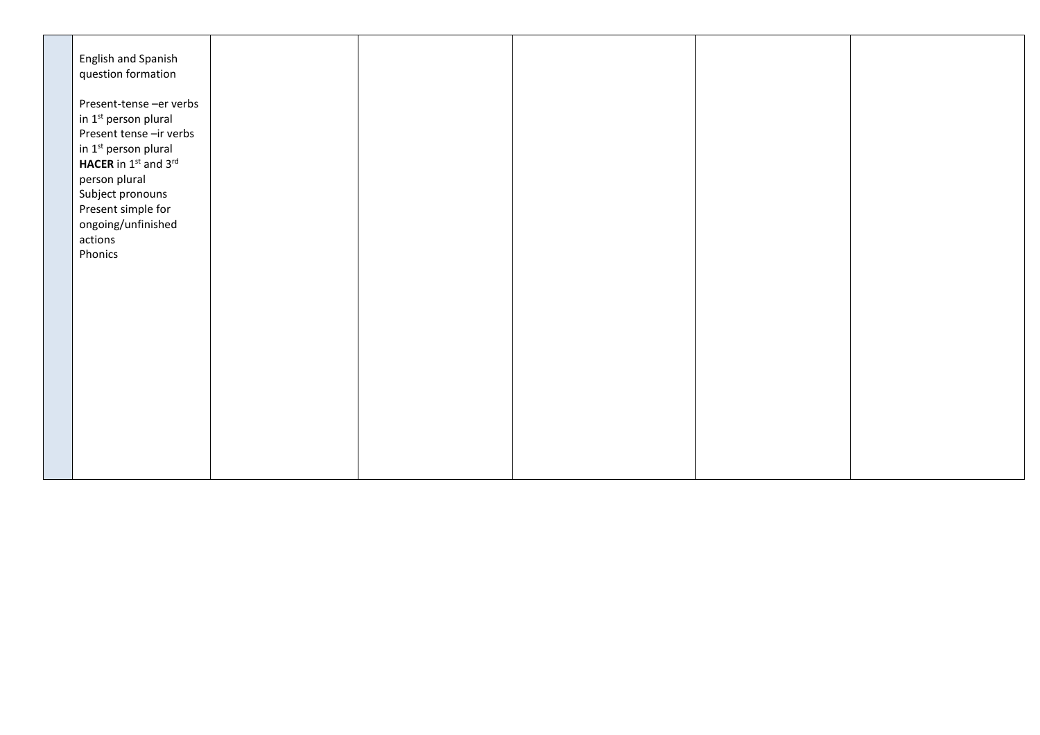|  |  |  |  |  |  |  |
|---|---|---|---|---|---|---|
|  | English and Spanish question formation<br><br>Present-tense –er verbs in 1st person plural<br>Present tense –ir verbs in 1st person plural<br>**HACER** in 1st and 3rd person plural<br>Subject pronouns<br>Present simple for ongoing/unfinished actions<br>Phonics |  |  |  |  |  |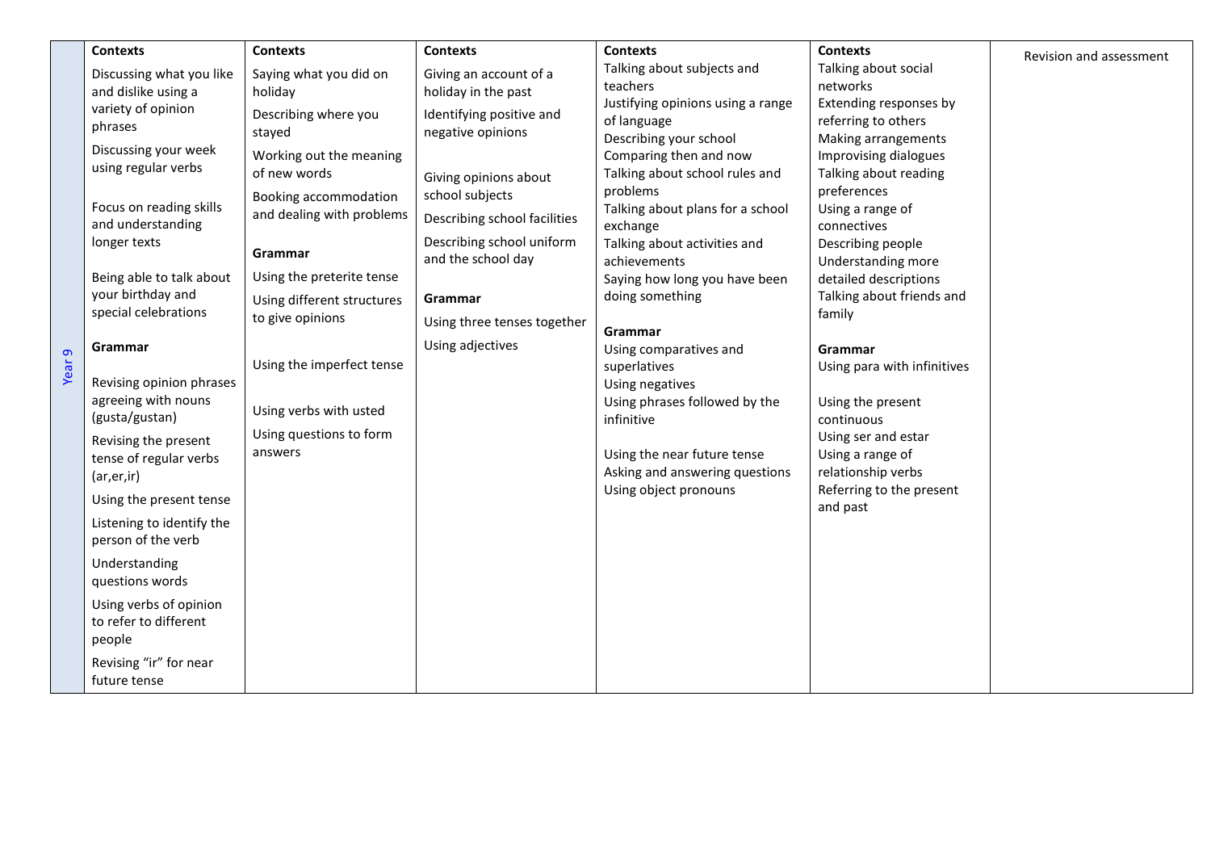| Year 9 | Contexts | Contexts | Contexts | Contexts | Contexts | Revision and assessment |
|---|---|---|---|---|---|---|
| | Discussing what you like and dislike using a variety of opinion phrases<br><br>Discussing your week using regular verbs<br><br>Focus on reading skills and understanding longer texts<br><br>Being able to talk about your birthday and special celebrations<br><br>**Grammar**<br><br>Revising opinion phrases agreeing with nouns (gusta/gustan)<br><br>Revising the present tense of regular verbs (ar,er,ir)<br><br>Using the present tense<br><br>Listening to identify the person of the verb<br><br>Understanding questions words<br><br>Using verbs of opinion to refer to different people<br><br>Revising "ir" for near future tense | Saying what you did on holiday<br><br>Describing where you stayed<br><br>Working out the meaning of new words<br><br>Booking accommodation and dealing with problems<br><br>**Grammar**<br><br>Using the preterite tense<br><br>Using different structures to give opinions<br><br>Using the imperfect tense<br><br>Using verbs with usted<br><br>Using questions to form answers | Giving an account of a holiday in the past<br><br>Identifying positive and negative opinions<br><br>Giving opinions about school subjects<br><br>Describing school facilities<br><br>Describing school uniform and the school day<br><br>**Grammar**<br><br>Using three tenses together<br><br>Using adjectives | Talking about subjects and teachers<br>Justifying opinions using a range of language<br>Describing your school<br>Comparing then and now<br>Talking about school rules and problems<br>Talking about plans for a school exchange<br>Talking about activities and achievements<br>Saying how long you have been doing something<br><br>**Grammar**<br>Using comparatives and superlatives<br>Using negatives<br>Using phrases followed by the infinitive<br><br>Using the near future tense<br>Asking and answering questions<br>Using object pronouns | Talking about social networks<br>Extending responses by referring to others<br>Making arrangements<br>Improvising dialogues<br>Talking about reading preferences<br>Using a range of connectives<br>Describing people<br>Understanding more detailed descriptions<br>Talking about friends and family<br><br>**Grammar**<br>Using para with infinitives<br><br>Using the present continuous<br>Using ser and estar<br>Using a range of relationship verbs<br>Referring to the present and past | |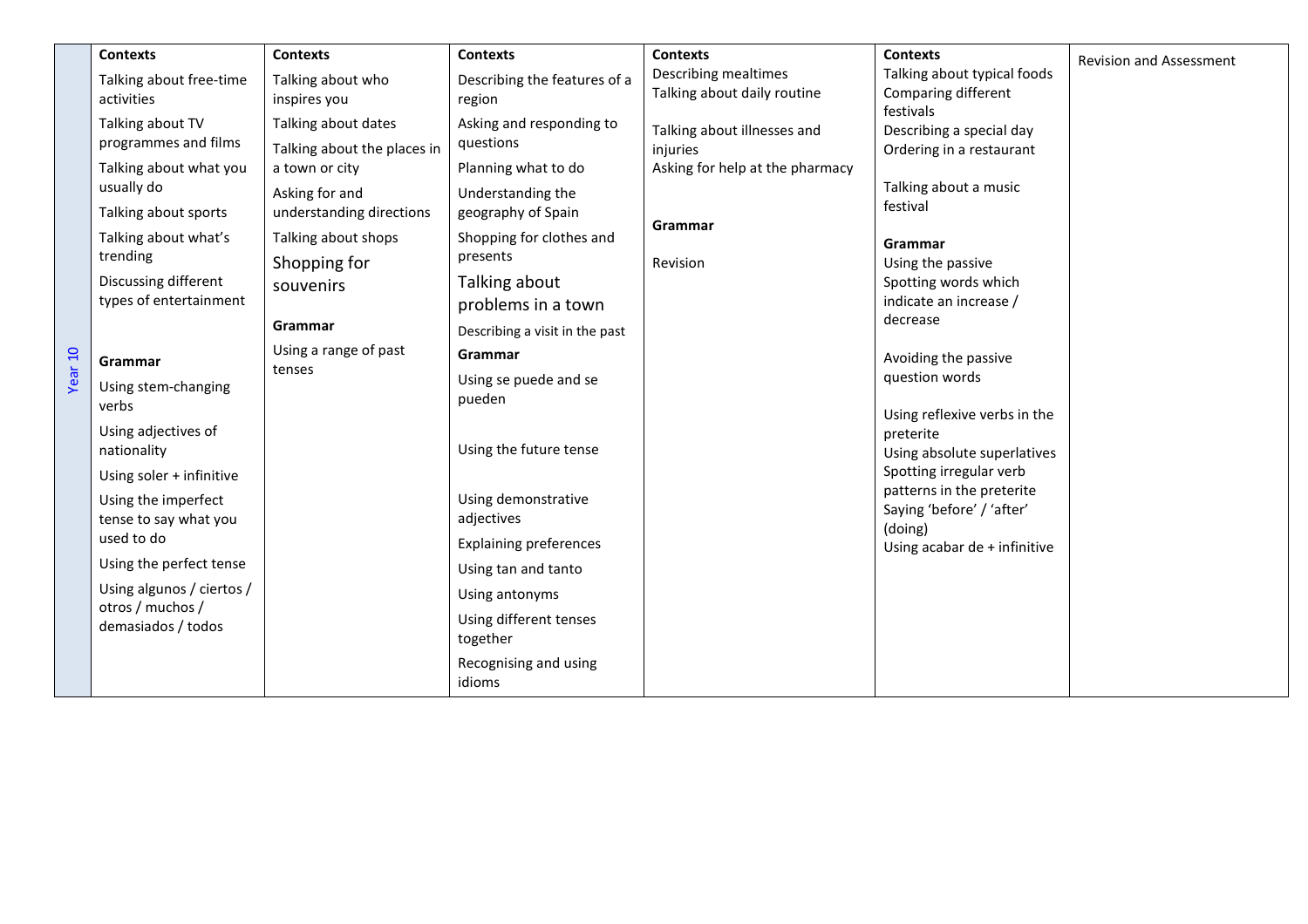| Year 10 | **Contexts**<br>Talking about free-time activities<br>Talking about TV programmes and films<br>Talking about what you usually do<br>Talking about sports<br>Talking about what's trending<br>Discussing different types of entertainment<br><br>**Grammar**<br>Using stem-changing verbs<br>Using adjectives of nationality<br>Using soler + infinitive<br>Using the imperfect tense to say what you used to do<br>Using the perfect tense<br>Using algunos / ciertos / otros / muchos / demasiados / todos | **Contexts**<br>Talking about who inspires you<br>Talking about dates<br>Talking about the places in a town or city<br>Asking for and understanding directions<br>Talking about shops<br>Shopping for souvenirs<br><br>**Grammar**<br>Using a range of past tenses | **Contexts**<br>Describing the features of a region<br>Asking and responding to questions<br>Planning what to do<br>Understanding the geography of Spain<br>Shopping for clothes and presents<br>Talking about problems in a town<br>Describing a visit in the past<br>**Grammar**<br>Using se puede and se pueden<br><br>Using the future tense<br><br>Using demonstrative adjectives<br>Explaining preferences<br>Using tan and tanto<br>Using antonyms<br>Using different tenses together<br>Recognising and using idioms | **Contexts**<br>Describing mealtimes<br>Talking about daily routine<br><br>Talking about illnesses and injuries<br>Asking for help at the pharmacy<br><br>**Grammar**<br><br>Revision | **Contexts**<br>Talking about typical foods<br>Comparing different festivals<br>Describing a special day<br>Ordering in a restaurant<br><br>Talking about a music festival<br><br>**Grammar**<br>Using the passive<br>Spotting words which indicate an increase / decrease<br><br>Avoiding the passive question words<br><br>Using reflexive verbs in the preterite<br>Using absolute superlatives<br>Spotting irregular verb patterns in the preterite<br>Saying 'before' / 'after' (doing)<br>Using acabar de + infinitive | Revision and Assessment |
|---|---|---|---|---|---|---|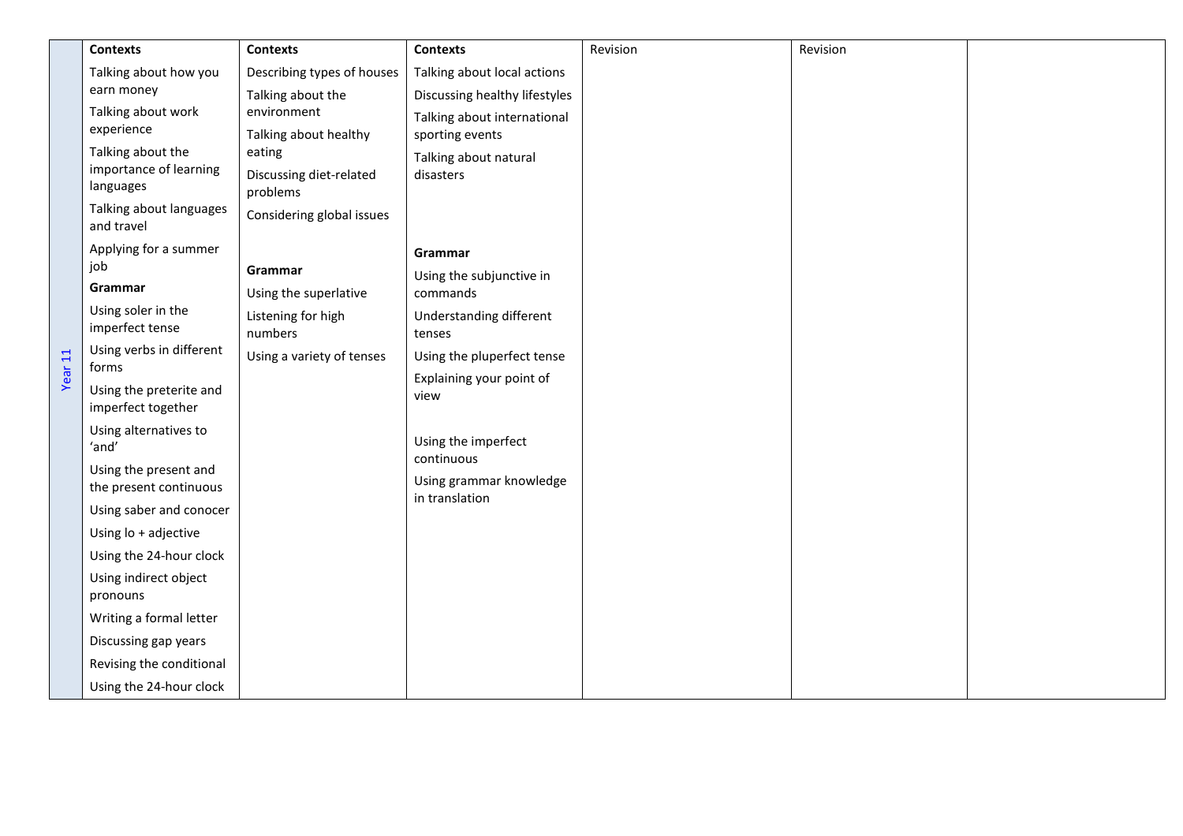| Year 11 | **Contexts**<br>Talking about how you earn money<br>Talking about work experience<br>Talking about the importance of learning languages<br>Talking about languages and travel<br>Applying for a summer job<br>**Grammar**<br>Using soler in the imperfect tense<br>Using verbs in different forms<br>Using the preterite and imperfect together<br>Using alternatives to 'and'<br>Using the present and the present continuous<br>Using saber and conocer<br>Using lo + adjective<br>Using the 24-hour clock<br>Using indirect object pronouns<br>Writing a formal letter<br>Discussing gap years<br>Revising the conditional<br>Using the 24-hour clock | **Contexts**<br>Describing types of houses<br>Talking about the environment<br>Talking about healthy eating<br>Discussing diet-related problems<br>Considering global issues<br><br>**Grammar**<br>Using the superlative<br>Listening for high numbers<br>Using a variety of tenses | **Contexts**<br>Talking about local actions<br>Discussing healthy lifestyles<br>Talking about international sporting events<br>Talking about natural disasters<br><br>**Grammar**<br>Using the subjunctive in commands<br>Understanding different tenses<br>Using the pluperfect tense<br>Explaining your point of view<br><br>Using the imperfect continuous<br>Using grammar knowledge in translation | Revision | Revision | |
|---|---|---|---|---|---|---|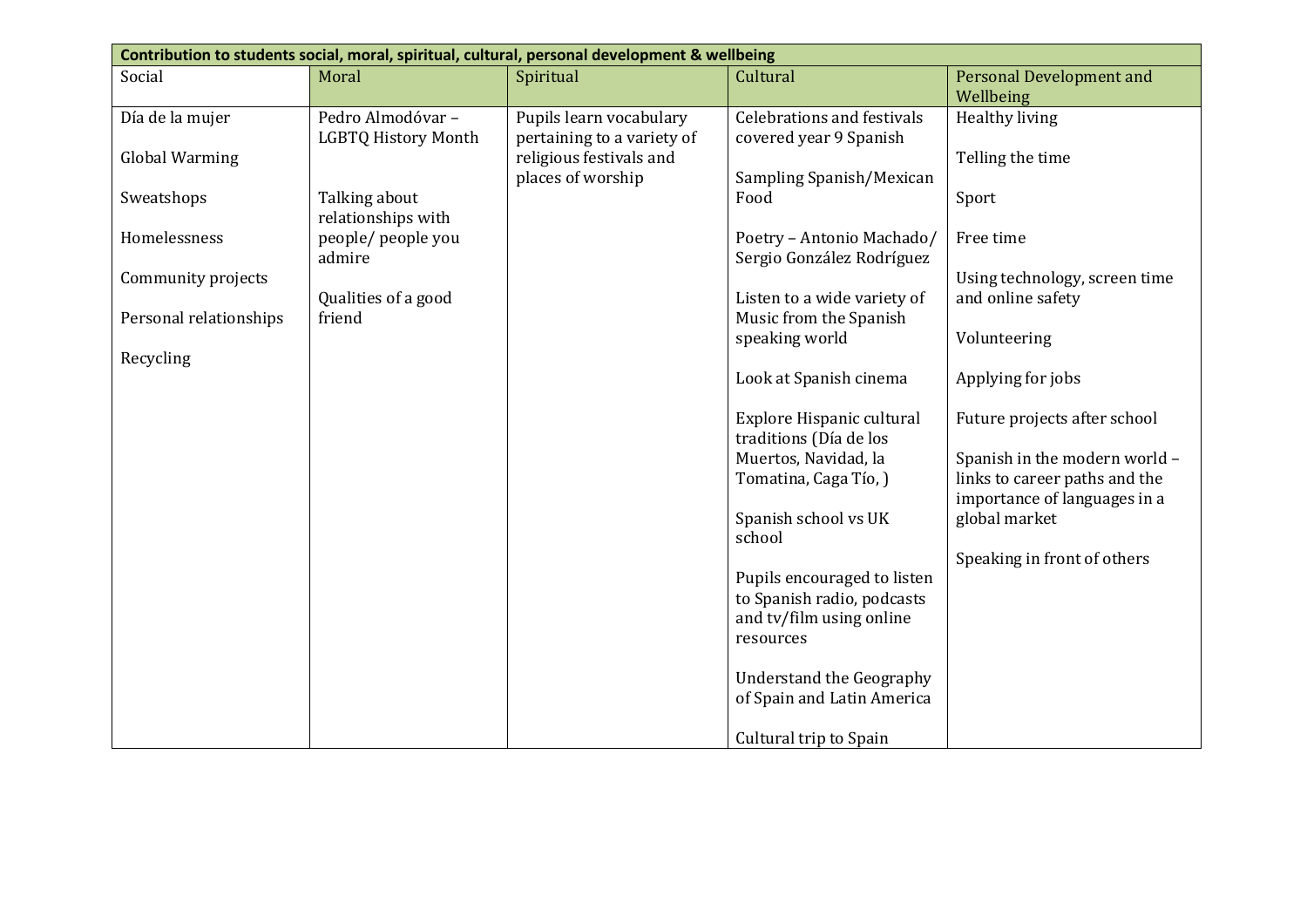| Contribution to students social, moral, spiritual, cultural, personal development & wellbeing | | | | |
|---|---|---|---|---|
| Social | Moral | Spiritual | Cultural | Personal Development and Wellbeing |
| Día de la mujer<br><br>Global Warming<br><br>Sweatshops<br><br>Homelessness<br><br>Community projects<br><br>Personal relationships<br><br>Recycling | Pedro Almodóvar – LGBTQ History Month<br><br>Talking about relationships with people/ people you admire<br><br>Qualities of a good friend | Pupils learn vocabulary pertaining to a variety of religious festivals and places of worship | Celebrations and festivals covered year 9 Spanish<br><br>Sampling Spanish/Mexican Food<br><br>Poetry – Antonio Machado/ Sergio González Rodríguez<br><br>Listen to a wide variety of Music from the Spanish speaking world<br><br>Look at Spanish cinema<br><br>Explore Hispanic cultural traditions (Día de los Muertos, Navidad, la Tomatina, Caga Tío, )<br><br>Spanish school vs UK school<br><br>Pupils encouraged to listen to Spanish radio, podcasts and tv/film using online resources<br><br>Understand the Geography of Spain and Latin America<br><br>Cultural trip to Spain | Healthy living<br><br>Telling the time<br><br>Sport<br><br>Free time<br><br>Using technology, screen time and online safety<br><br>Volunteering<br><br>Applying for jobs<br><br>Future projects after school<br><br>Spanish in the modern world – links to career paths and the importance of languages in a global market<br><br>Speaking in front of others |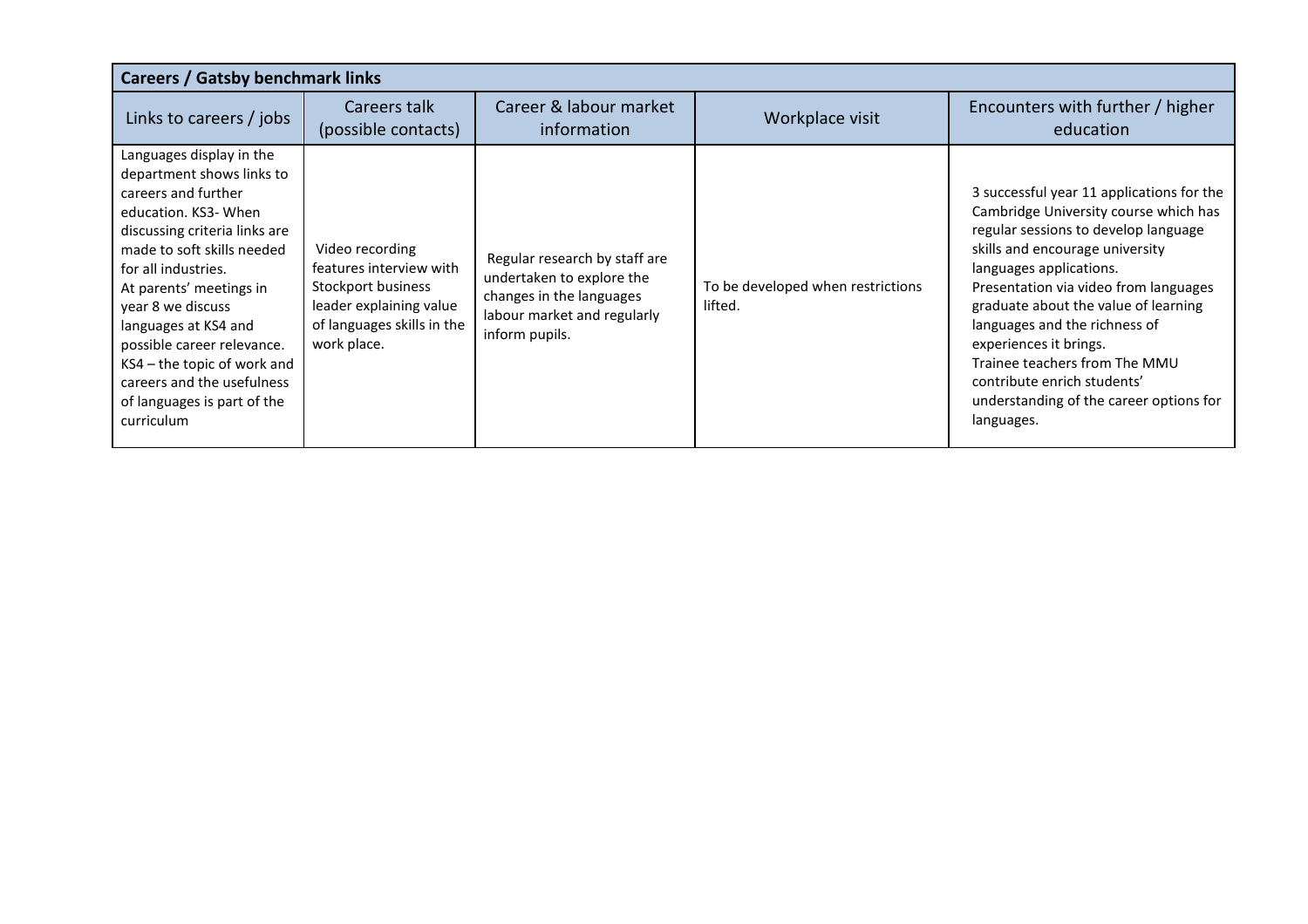| Careers / Gatsby benchmark links | | | | |
|---|---|---|---|---|
| Links to careers / jobs | Careers talk (possible contacts) | Career & labour market information | Workplace visit | Encounters with further / higher education |
| Languages display in the department shows links to careers and further education. KS3- When discussing criteria links are made to soft skills needed for all industries.<br>At parents' meetings in year 8 we discuss languages at KS4 and possible career relevance.<br>KS4 – the topic of work and careers and the usefulness of languages is part of the curriculum | Video recording features interview with Stockport business leader explaining value of languages skills in the work place. | Regular research by staff are undertaken to explore the changes in the languages labour market and regularly inform pupils. | To be developed when restrictions lifted. | 3 successful year 11 applications for the Cambridge University course which has regular sessions to develop language skills and encourage university languages applications.<br>Presentation via video from languages graduate about the value of learning languages and the richness of experiences it brings.<br>Trainee teachers from The MMU contribute enrich students' understanding of the career options for languages. |